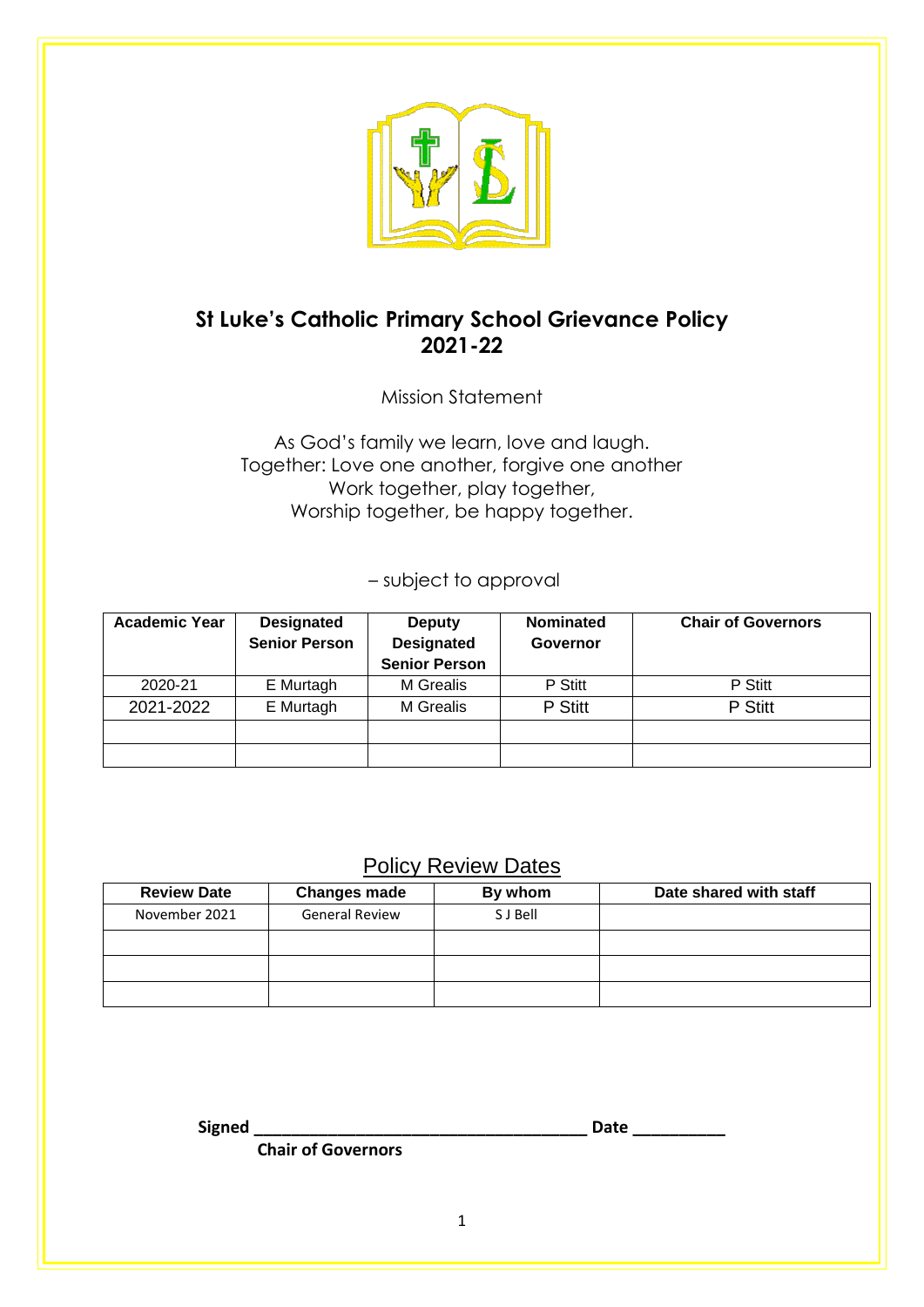# St Luke's Catholic Primary School Grievance Policy 2021-22

Mission Statement

As God's family we learn, love and laugh.
Together: Love one another, forgive one another
Work together, play together,
Worship together, be happy together.

– subject to approval

| Academic Year | Designated Senior Person | Deputy Designated Senior Person | Nominated Governor | Chair of Governors |
|---|---|---|---|---|
| 2020-21 | E Murtagh | M Grealis | P Stitt | P Stitt |
| 2021-2022 | E Murtagh | M Grealis | P Stitt | P Stitt |
| | | | | |
| | | | | |

## Policy Review Dates

| Review Date | Changes made | By whom | Date shared with staff |
|---|---|---|---|
| November 2021 | General Review | S J Bell | |
| | | | |
| | | | |
| | | | |

**Signed** ______________________________________ **Date** __________
**Chair of Governors**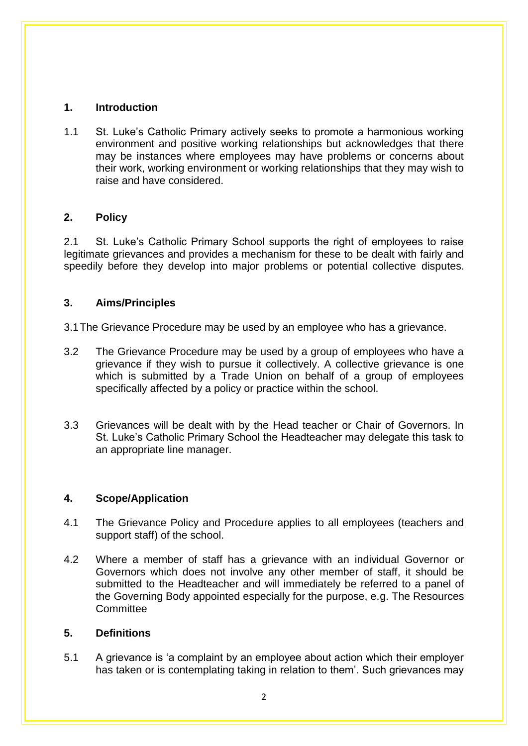## 1. Introduction

1.1 St. Luke's Catholic Primary actively seeks to promote a harmonious working environment and positive working relationships but acknowledges that there may be instances where employees may have problems or concerns about their work, working environment or working relationships that they may wish to raise and have considered.

## 2. Policy

2.1 St. Luke's Catholic Primary School supports the right of employees to raise legitimate grievances and provides a mechanism for these to be dealt with fairly and speedily before they develop into major problems or potential collective disputes.

## 3. Aims/Principles

3.1 The Grievance Procedure may be used by an employee who has a grievance.

3.2 The Grievance Procedure may be used by a group of employees who have a grievance if they wish to pursue it collectively. A collective grievance is one which is submitted by a Trade Union on behalf of a group of employees specifically affected by a policy or practice within the school.

3.3 Grievances will be dealt with by the Head teacher or Chair of Governors. In St. Luke's Catholic Primary School the Headteacher may delegate this task to an appropriate line manager.

## 4. Scope/Application

4.1 The Grievance Policy and Procedure applies to all employees (teachers and support staff) of the school.

4.2 Where a member of staff has a grievance with an individual Governor or Governors which does not involve any other member of staff, it should be submitted to the Headteacher and will immediately be referred to a panel of the Governing Body appointed especially for the purpose, e.g. The Resources Committee

## 5. Definitions

5.1 A grievance is 'a complaint by an employee about action which their employer has taken or is contemplating taking in relation to them'. Such grievances may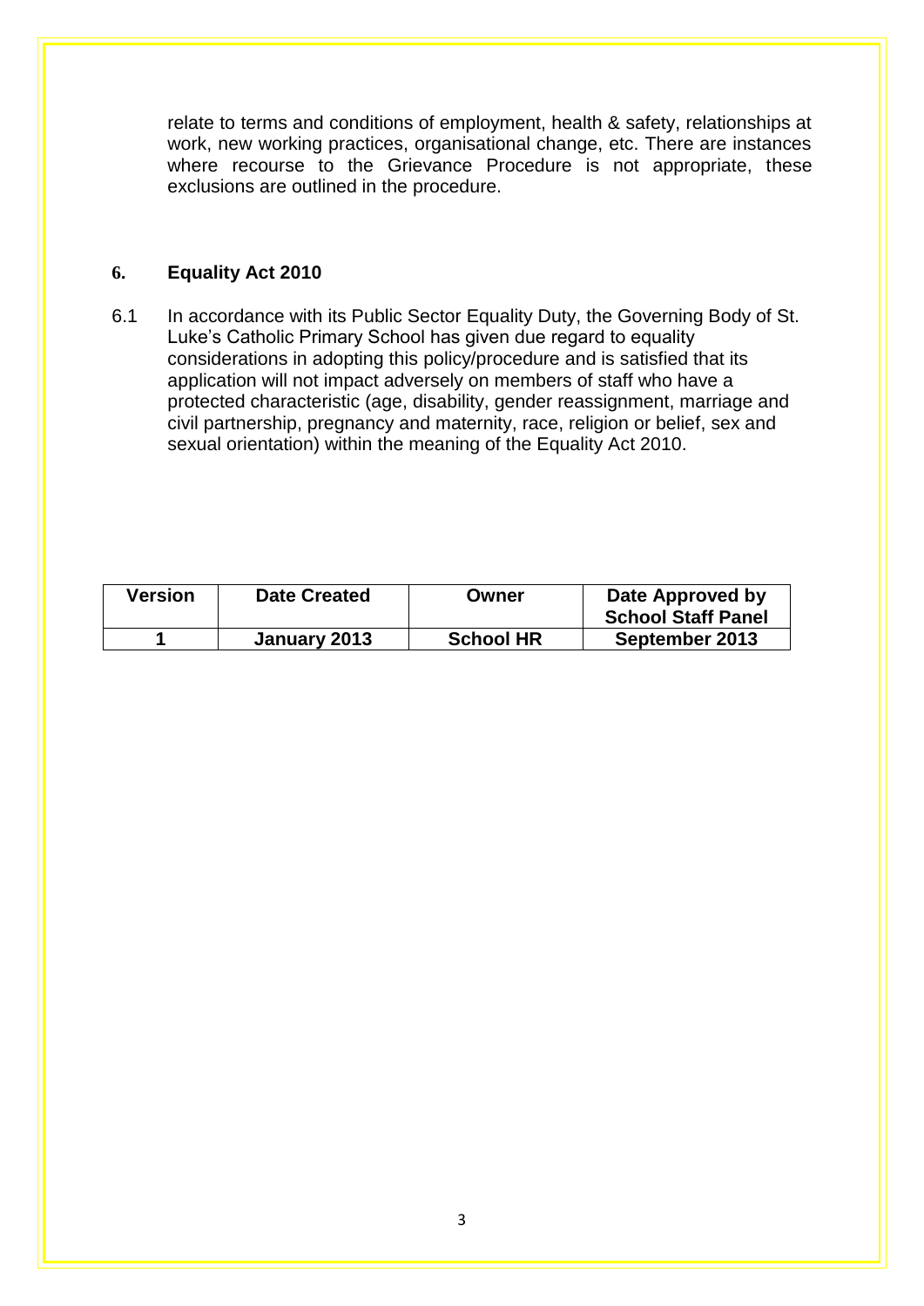relate to terms and conditions of employment, health & safety, relationships at work, new working practices, organisational change, etc. There are instances where recourse to the Grievance Procedure is not appropriate, these exclusions are outlined in the procedure.

## 6. Equality Act 2010

6.1 In accordance with its Public Sector Equality Duty, the Governing Body of St. Luke's Catholic Primary School has given due regard to equality considerations in adopting this policy/procedure and is satisfied that its application will not impact adversely on members of staff who have a protected characteristic (age, disability, gender reassignment, marriage and civil partnership, pregnancy and maternity, race, religion or belief, sex and sexual orientation) within the meaning of the Equality Act 2010.

| Version | Date Created | Owner | Date Approved by School Staff Panel |
|---|---|---|---|
| 1 | January 2013 | School HR | September 2013 |